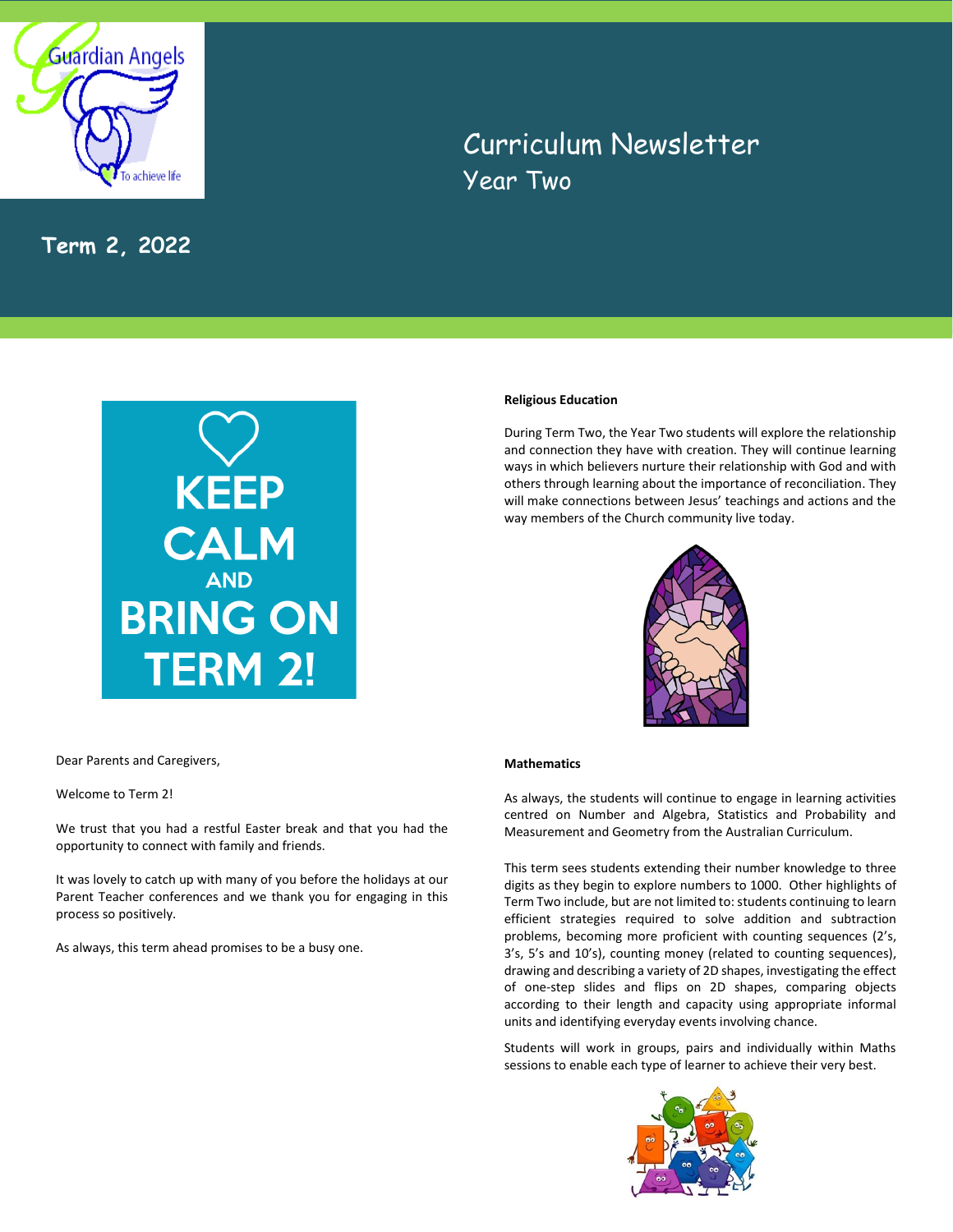# Curriculum Newsletter

## Year Two

**Term 2, 2022**

KEEP CALM AND BRING ON TERM 2!

Dear Parents and Caregivers,

Welcome to Term 2!

We trust that you had a restful Easter break and that you had the opportunity to connect with family and friends.

It was lovely to catch up with many of you before the holidays at our Parent Teacher conferences and we thank you for engaging in this process so positively.

As always, this term ahead promises to be a busy one.

**Religious Education**

During Term Two, the Year Two students will explore the relationship and connection they have with creation. They will continue learning ways in which believers nurture their relationship with God and with others through learning about the importance of reconciliation. They will make connections between Jesus' teachings and actions and the way members of the Church community live today.

**Mathematics**

As always, the students will continue to engage in learning activities centred on Number and Algebra, Statistics and Probability and Measurement and Geometry from the Australian Curriculum.

This term sees students extending their number knowledge to three digits as they begin to explore numbers to 1000. Other highlights of Term Two include, but are not limited to: students continuing to learn efficient strategies required to solve addition and subtraction problems, becoming more proficient with counting sequences (2's, 3's, 5's and 10's), counting money (related to counting sequences), drawing and describing a variety of 2D shapes, investigating the effect of one-step slides and flips on 2D shapes, comparing objects according to their length and capacity using appropriate informal units and identifying everyday events involving chance.

Students will work in groups, pairs and individually within Maths sessions to enable each type of learner to achieve their very best.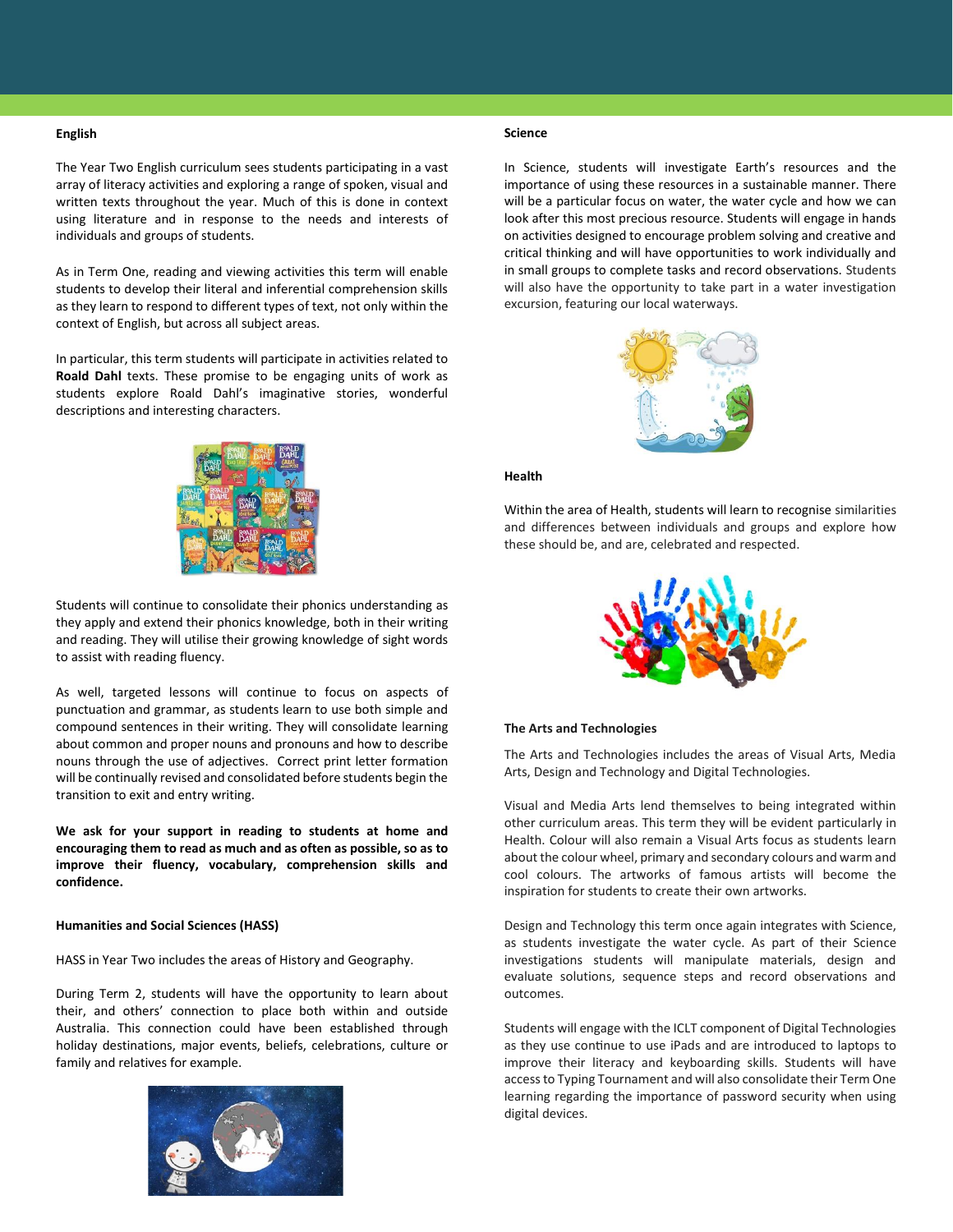## English

The Year Two English curriculum sees students participating in a vast array of literacy activities and exploring a range of spoken, visual and written texts throughout the year. Much of this is done in context using literature and in response to the needs and interests of individuals and groups of students.

As in Term One, reading and viewing activities this term will enable students to develop their literal and inferential comprehension skills as they learn to respond to different types of text, not only within the context of English, but across all subject areas.

In particular, this term students will participate in activities related to **Roald Dahl** texts. These promise to be engaging units of work as students explore Roald Dahl's imaginative stories, wonderful descriptions and interesting characters.

Students will continue to consolidate their phonics understanding as they apply and extend their phonics knowledge, both in their writing and reading. They will utilise their growing knowledge of sight words to assist with reading fluency.

As well, targeted lessons will continue to focus on aspects of punctuation and grammar, as students learn to use both simple and compound sentences in their writing. They will consolidate learning about common and proper nouns and pronouns and how to describe nouns through the use of adjectives. Correct print letter formation will be continually revised and consolidated before students begin the transition to exit and entry writing.

**We ask for your support in reading to students at home and encouraging them to read as much and as often as possible, so as to improve their fluency, vocabulary, comprehension skills and confidence.**

## Humanities and Social Sciences (HASS)

HASS in Year Two includes the areas of History and Geography.

During Term 2, students will have the opportunity to learn about their, and others' connection to place both within and outside Australia. This connection could have been established through holiday destinations, major events, beliefs, celebrations, culture or family and relatives for example.

## Science

In Science, students will investigate Earth's resources and the importance of using these resources in a sustainable manner. There will be a particular focus on water, the water cycle and how we can look after this most precious resource. Students will engage in hands on activities designed to encourage problem solving and creative and critical thinking and will have opportunities to work individually and in small groups to complete tasks and record observations. Students will also have the opportunity to take part in a water investigation excursion, featuring our local waterways.

## Health

Within the area of Health, students will learn to recognise similarities and differences between individuals and groups and explore how these should be, and are, celebrated and respected.

## The Arts and Technologies

The Arts and Technologies includes the areas of Visual Arts, Media Arts, Design and Technology and Digital Technologies.

Visual and Media Arts lend themselves to being integrated within other curriculum areas. This term they will be evident particularly in Health. Colour will also remain a Visual Arts focus as students learn about the colour wheel, primary and secondary colours and warm and cool colours. The artworks of famous artists will become the inspiration for students to create their own artworks.

Design and Technology this term once again integrates with Science, as students investigate the water cycle. As part of their Science investigations students will manipulate materials, design and evaluate solutions, sequence steps and record observations and outcomes.

Students will engage with the ICLT component of Digital Technologies as they use continue to use iPads and are introduced to laptops to improve their literacy and keyboarding skills. Students will have access to Typing Tournament and will also consolidate their Term One learning regarding the importance of password security when using digital devices.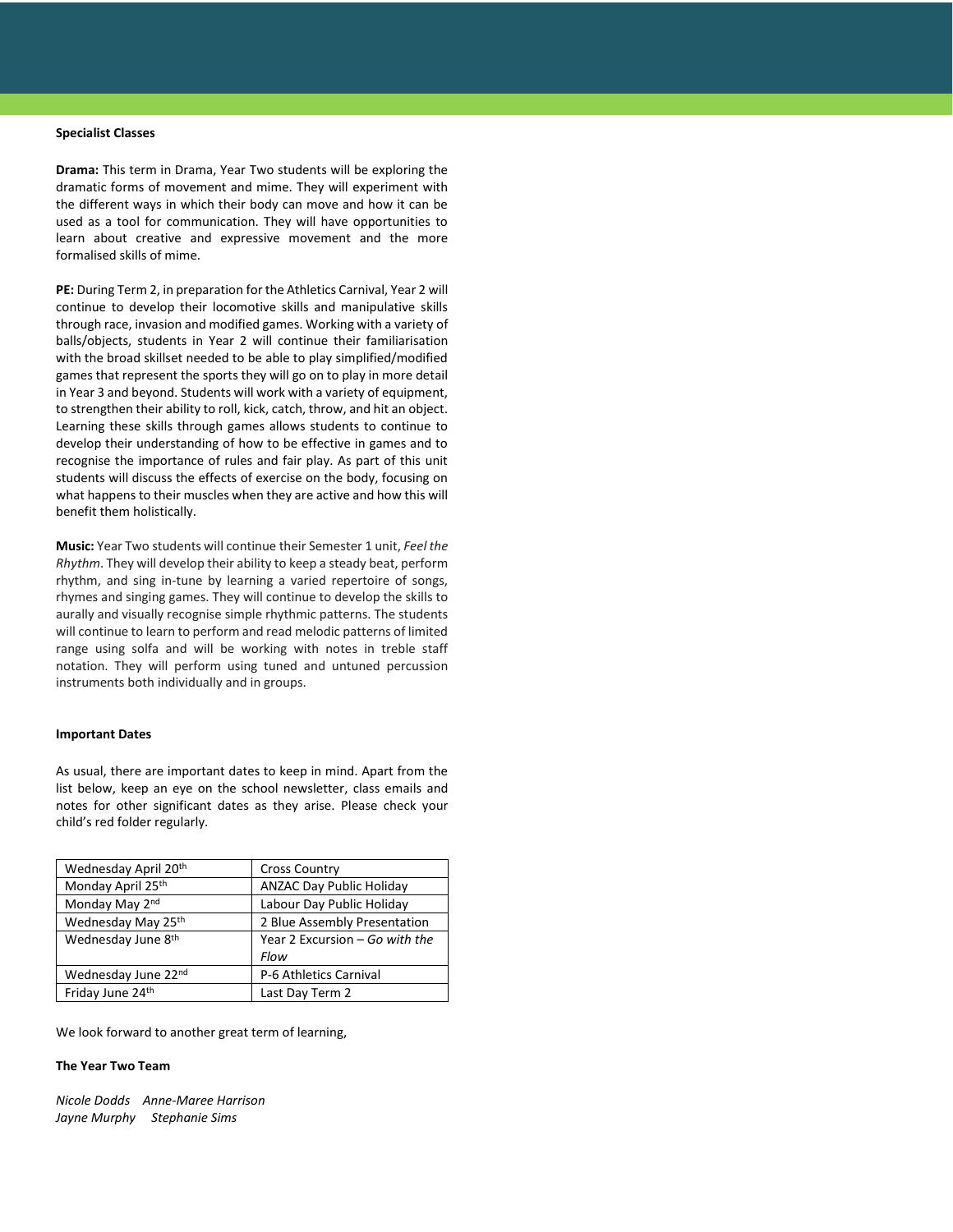**Specialist Classes**

**Drama:** This term in Drama, Year Two students will be exploring the dramatic forms of movement and mime. They will experiment with the different ways in which their body can move and how it can be used as a tool for communication. They will have opportunities to learn about creative and expressive movement and the more formalised skills of mime.

**PE:** During Term 2, in preparation for the Athletics Carnival, Year 2 will continue to develop their locomotive skills and manipulative skills through race, invasion and modified games. Working with a variety of balls/objects, students in Year 2 will continue their familiarisation with the broad skillset needed to be able to play simplified/modified games that represent the sports they will go on to play in more detail in Year 3 and beyond. Students will work with a variety of equipment, to strengthen their ability to roll, kick, catch, throw, and hit an object. Learning these skills through games allows students to continue to develop their understanding of how to be effective in games and to recognise the importance of rules and fair play. As part of this unit students will discuss the effects of exercise on the body, focusing on what happens to their muscles when they are active and how this will benefit them holistically.

**Music:** Year Two students will continue their Semester 1 unit, *Feel the Rhythm*. They will develop their ability to keep a steady beat, perform rhythm, and sing in-tune by learning a varied repertoire of songs, rhymes and singing games. They will continue to develop the skills to aurally and visually recognise simple rhythmic patterns. The students will continue to learn to perform and read melodic patterns of limited range using solfa and will be working with notes in treble staff notation. They will perform using tuned and untuned percussion instruments both individually and in groups.

**Important Dates**

As usual, there are important dates to keep in mind. Apart from the list below, keep an eye on the school newsletter, class emails and notes for other significant dates as they arise. Please check your child's red folder regularly.

| | |
|---|---|
| Wednesday April 20th | Cross Country |
| Monday April 25th | ANZAC Day Public Holiday |
| Monday May 2nd | Labour Day Public Holiday |
| Wednesday May 25th | 2 Blue Assembly Presentation |
| Wednesday June 8th | Year 2 Excursion – *Go with the Flow* |
| Wednesday June 22nd | P-6 Athletics Carnival |
| Friday June 24th | Last Day Term 2 |

We look forward to another great term of learning,

**The Year Two Team**

*Nicole Dodds    Anne-Maree Harrison*
*Jayne Murphy    Stephanie Sims*